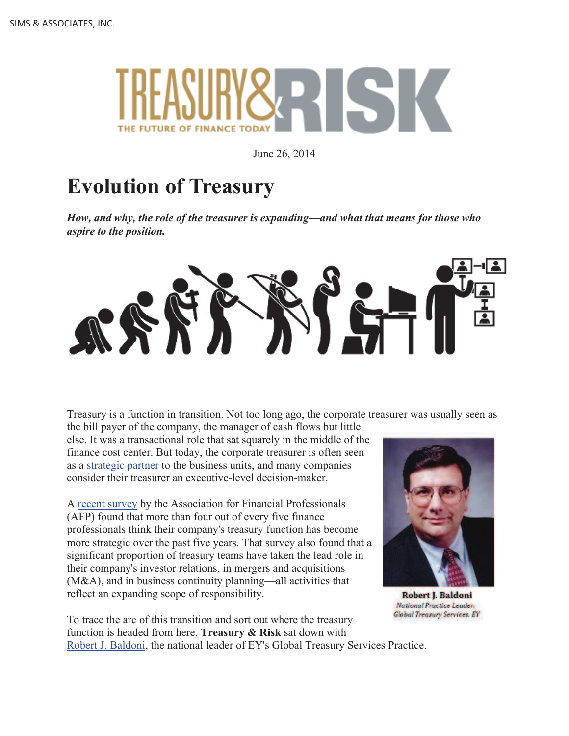SIMS & ASSOCIATES, INC.

TREASURY & RISK
THE FUTURE OF FINANCE TODAY

June 26, 2014

# Evolution of Treasury

***How, and why, the role of the treasurer is expanding—and what that means for those who aspire to the position.***

Treasury is a function in transition. Not too long ago, the corporate treasurer was usually seen as the bill payer of the company, the manager of cash flows but little else. It was a transactional role that sat squarely in the middle of the finance cost center. But today, the corporate treasurer is often seen as a strategic partner to the business units, and many companies consider their treasurer an executive-level decision-maker.

A recent survey by the Association for Financial Professionals (AFP) found that more than four out of every five finance professionals think their company's treasury function has become more strategic over the past five years. That survey also found that a significant proportion of treasury teams have taken the lead role in their company's investor relations, in mergers and acquisitions (M&A), and in business continuity planning—all activities that reflect an expanding scope of responsibility.

**Robert J. Baldoni**
*National Practice Leader, Global Treasury Services, EY*

To trace the arc of this transition and sort out where the treasury function is headed from here, **Treasury & Risk** sat down with Robert J. Baldoni, the national leader of EY's Global Treasury Services Practice.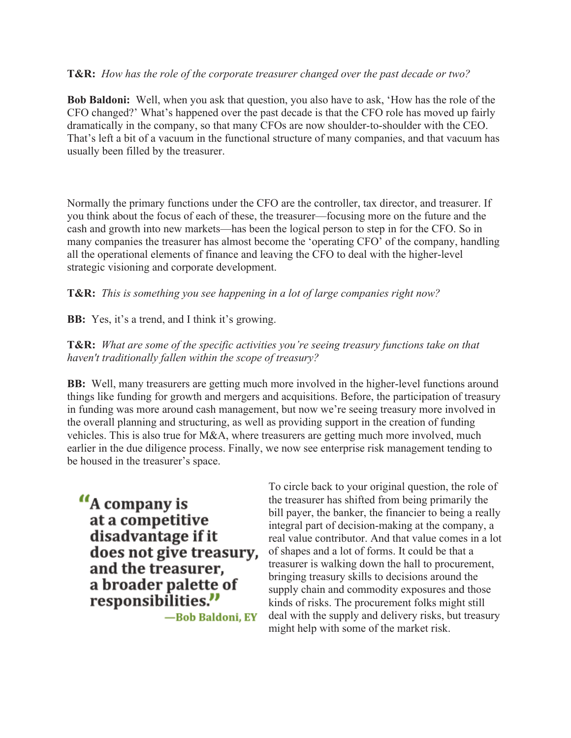**T&R:** *How has the role of the corporate treasurer changed over the past decade or two?*

**Bob Baldoni:** Well, when you ask that question, you also have to ask, 'How has the role of the CFO changed?' What's happened over the past decade is that the CFO role has moved up fairly dramatically in the company, so that many CFOs are now shoulder-to-shoulder with the CEO. That's left a bit of a vacuum in the functional structure of many companies, and that vacuum has usually been filled by the treasurer.

Normally the primary functions under the CFO are the controller, tax director, and treasurer. If you think about the focus of each of these, the treasurer—focusing more on the future and the cash and growth into new markets—has been the logical person to step in for the CFO. So in many companies the treasurer has almost become the 'operating CFO' of the company, handling all the operational elements of finance and leaving the CFO to deal with the higher-level strategic visioning and corporate development.

**T&R:** *This is something you see happening in a lot of large companies right now?*

**BB:** Yes, it's a trend, and I think it's growing.

**T&R:** *What are some of the specific activities you're seeing treasury functions take on that haven't traditionally fallen within the scope of treasury?*

**BB:** Well, many treasurers are getting much more involved in the higher-level functions around things like funding for growth and mergers and acquisitions. Before, the participation of treasury in funding was more around cash management, but now we're seeing treasury more involved in the overall planning and structuring, as well as providing support in the creation of funding vehicles. This is also true for M&A, where treasurers are getting much more involved, much earlier in the due diligence process. Finally, we now see enterprise risk management tending to be housed in the treasurer's space.

> **"A company is at a competitive disadvantage if it does not give treasury, and the treasurer, a broader palette of responsibilities."**
> **—Bob Baldoni, EY**

To circle back to your original question, the role of the treasurer has shifted from being primarily the bill payer, the banker, the financier to being a really integral part of decision-making at the company, a real value contributor. And that value comes in a lot of shapes and a lot of forms. It could be that a treasurer is walking down the hall to procurement, bringing treasury skills to decisions around the supply chain and commodity exposures and those kinds of risks. The procurement folks might still deal with the supply and delivery risks, but treasury might help with some of the market risk.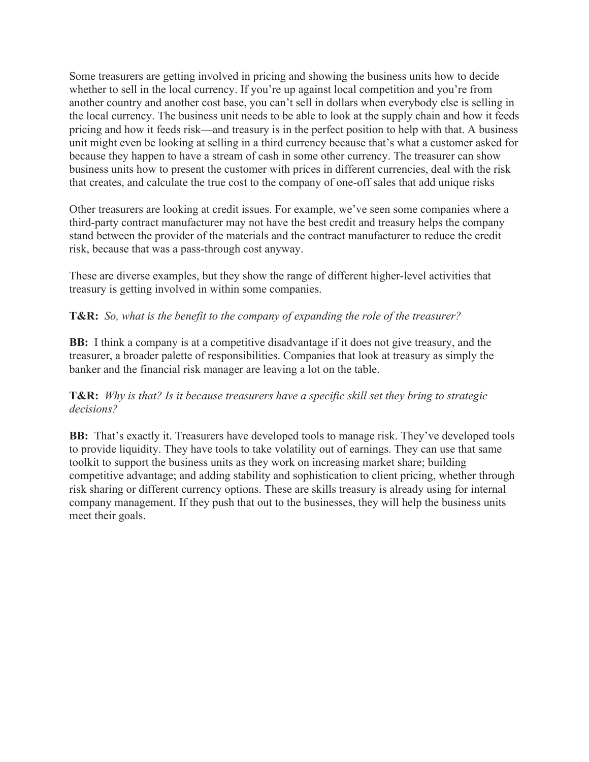Some treasurers are getting involved in pricing and showing the business units how to decide whether to sell in the local currency. If you're up against local competition and you're from another country and another cost base, you can't sell in dollars when everybody else is selling in the local currency. The business unit needs to be able to look at the supply chain and how it feeds pricing and how it feeds risk—and treasury is in the perfect position to help with that. A business unit might even be looking at selling in a third currency because that's what a customer asked for because they happen to have a stream of cash in some other currency. The treasurer can show business units how to present the customer with prices in different currencies, deal with the risk that creates, and calculate the true cost to the company of one-off sales that add unique risks

Other treasurers are looking at credit issues. For example, we've seen some companies where a third-party contract manufacturer may not have the best credit and treasury helps the company stand between the provider of the materials and the contract manufacturer to reduce the credit risk, because that was a pass-through cost anyway.

These are diverse examples, but they show the range of different higher-level activities that treasury is getting involved in within some companies.

**T&R:** *So, what is the benefit to the company of expanding the role of the treasurer?*

**BB:** I think a company is at a competitive disadvantage if it does not give treasury, and the treasurer, a broader palette of responsibilities. Companies that look at treasury as simply the banker and the financial risk manager are leaving a lot on the table.

**T&R:** *Why is that? Is it because treasurers have a specific skill set they bring to strategic decisions?*

**BB:** That's exactly it. Treasurers have developed tools to manage risk. They've developed tools to provide liquidity. They have tools to take volatility out of earnings. They can use that same toolkit to support the business units as they work on increasing market share; building competitive advantage; and adding stability and sophistication to client pricing, whether through risk sharing or different currency options. These are skills treasury is already using for internal company management. If they push that out to the businesses, they will help the business units meet their goals.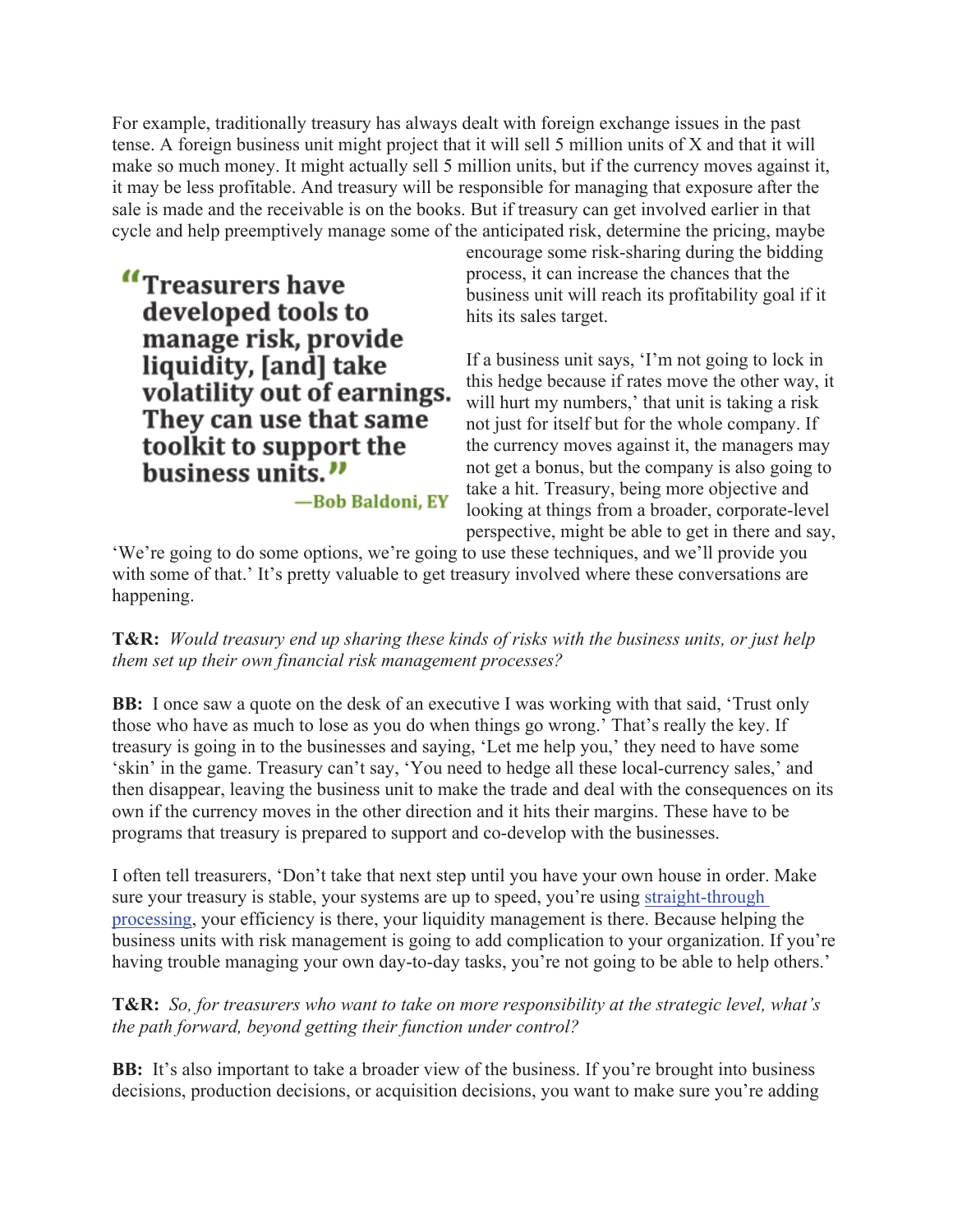For example, traditionally treasury has always dealt with foreign exchange issues in the past tense. A foreign business unit might project that it will sell 5 million units of X and that it will make so much money. It might actually sell 5 million units, but if the currency moves against it, it may be less profitable. And treasury will be responsible for managing that exposure after the sale is made and the receivable is on the books. But if treasury can get involved earlier in that cycle and help preemptively manage some of the anticipated risk, determine the pricing, maybe encourage some risk-sharing during the bidding process, it can increase the chances that the business unit will reach its profitability goal if it hits its sales target.

> **"Treasurers have developed tools to manage risk, provide liquidity, [and] take volatility out of earnings. They can use that same toolkit to support the business units."**
>
> **—Bob Baldoni, EY**

If a business unit says, 'I'm not going to lock in this hedge because if rates move the other way, it will hurt my numbers,' that unit is taking a risk not just for itself but for the whole company. If the currency moves against it, the managers may not get a bonus, but the company is also going to take a hit. Treasury, being more objective and looking at things from a broader, corporate-level perspective, might be able to get in there and say, 'We're going to do some options, we're going to use these techniques, and we'll provide you with some of that.' It's pretty valuable to get treasury involved where these conversations are happening.

**T&R:** *Would treasury end up sharing these kinds of risks with the business units, or just help them set up their own financial risk management processes?*

**BB:** I once saw a quote on the desk of an executive I was working with that said, 'Trust only those who have as much to lose as you do when things go wrong.' That's really the key. If treasury is going in to the businesses and saying, 'Let me help you,' they need to have some 'skin' in the game. Treasury can't say, 'You need to hedge all these local-currency sales,' and then disappear, leaving the business unit to make the trade and deal with the consequences on its own if the currency moves in the other direction and it hits their margins. These have to be programs that treasury is prepared to support and co-develop with the businesses.

I often tell treasurers, 'Don't take that next step until you have your own house in order. Make sure your treasury is stable, your systems are up to speed, you're using straight-through processing, your efficiency is there, your liquidity management is there. Because helping the business units with risk management is going to add complication to your organization. If you're having trouble managing your own day-to-day tasks, you're not going to be able to help others.'

**T&R:** *So, for treasurers who want to take on more responsibility at the strategic level, what's the path forward, beyond getting their function under control?*

**BB:** It's also important to take a broader view of the business. If you're brought into business decisions, production decisions, or acquisition decisions, you want to make sure you're adding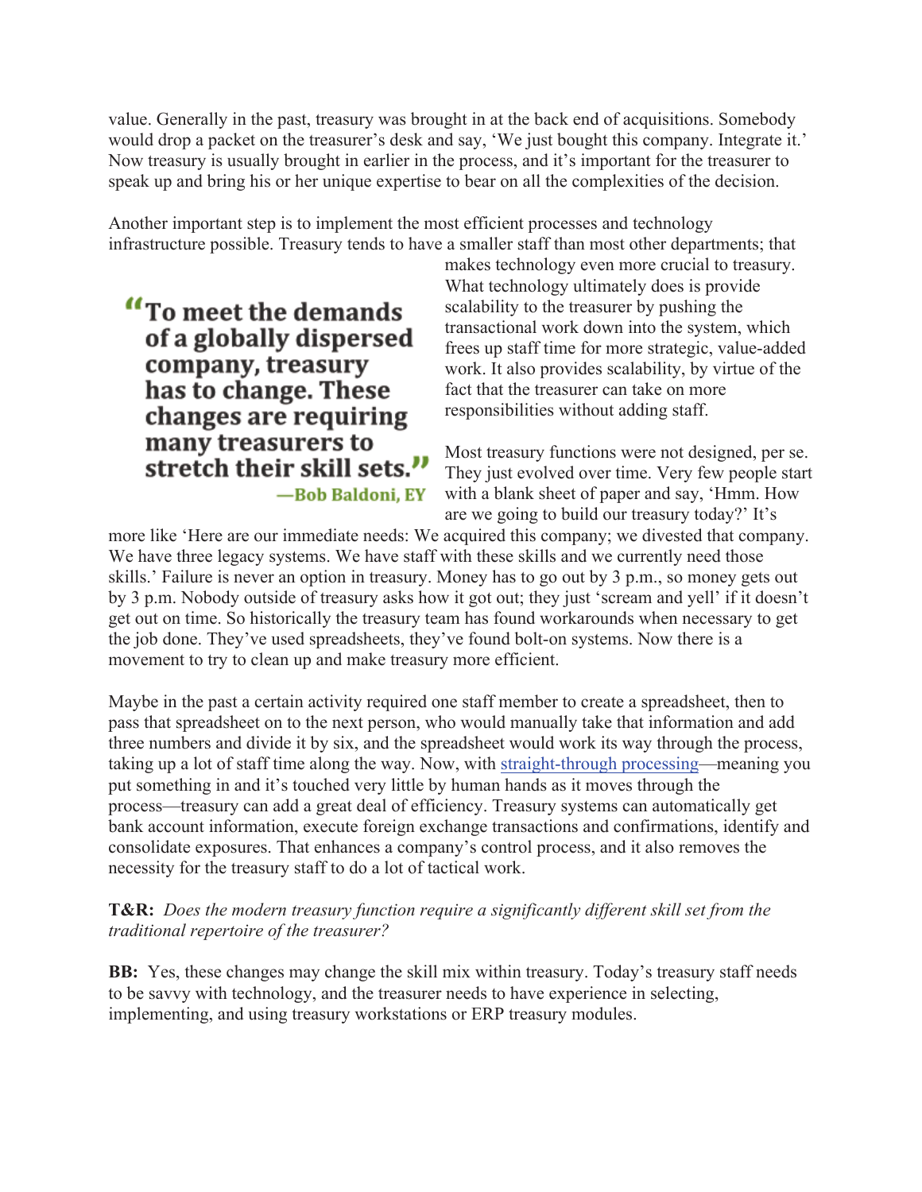value. Generally in the past, treasury was brought in at the back end of acquisitions. Somebody would drop a packet on the treasurer's desk and say, 'We just bought this company. Integrate it.' Now treasury is usually brought in earlier in the process, and it's important for the treasurer to speak up and bring his or her unique expertise to bear on all the complexities of the decision.

Another important step is to implement the most efficient processes and technology infrastructure possible. Treasury tends to have a smaller staff than most other departments; that makes technology even more crucial to treasury. What technology ultimately does is provide scalability to the treasurer by pushing the transactional work down into the system, which frees up staff time for more strategic, value-added work. It also provides scalability, by virtue of the fact that the treasurer can take on more responsibilities without adding staff.

> **"To meet the demands of a globally dispersed company, treasury has to change. These changes are requiring many treasurers to stretch their skill sets."**
> **—Bob Baldoni, EY**

Most treasury functions were not designed, per se. They just evolved over time. Very few people start with a blank sheet of paper and say, 'Hmm. How are we going to build our treasury today?' It's more like 'Here are our immediate needs: We acquired this company; we divested that company. We have three legacy systems. We have staff with these skills and we currently need those skills.' Failure is never an option in treasury. Money has to go out by 3 p.m., so money gets out by 3 p.m. Nobody outside of treasury asks how it got out; they just 'scream and yell' if it doesn't get out on time. So historically the treasury team has found workarounds when necessary to get the job done. They've used spreadsheets, they've found bolt-on systems. Now there is a movement to try to clean up and make treasury more efficient.

Maybe in the past a certain activity required one staff member to create a spreadsheet, then to pass that spreadsheet on to the next person, who would manually take that information and add three numbers and divide it by six, and the spreadsheet would work its way through the process, taking up a lot of staff time along the way. Now, with straight-through processing—meaning you put something in and it's touched very little by human hands as it moves through the process—treasury can add a great deal of efficiency. Treasury systems can automatically get bank account information, execute foreign exchange transactions and confirmations, identify and consolidate exposures. That enhances a company's control process, and it also removes the necessity for the treasury staff to do a lot of tactical work.

**T&R:** *Does the modern treasury function require a significantly different skill set from the traditional repertoire of the treasurer?*

**BB:** Yes, these changes may change the skill mix within treasury. Today's treasury staff needs to be savvy with technology, and the treasurer needs to have experience in selecting, implementing, and using treasury workstations or ERP treasury modules.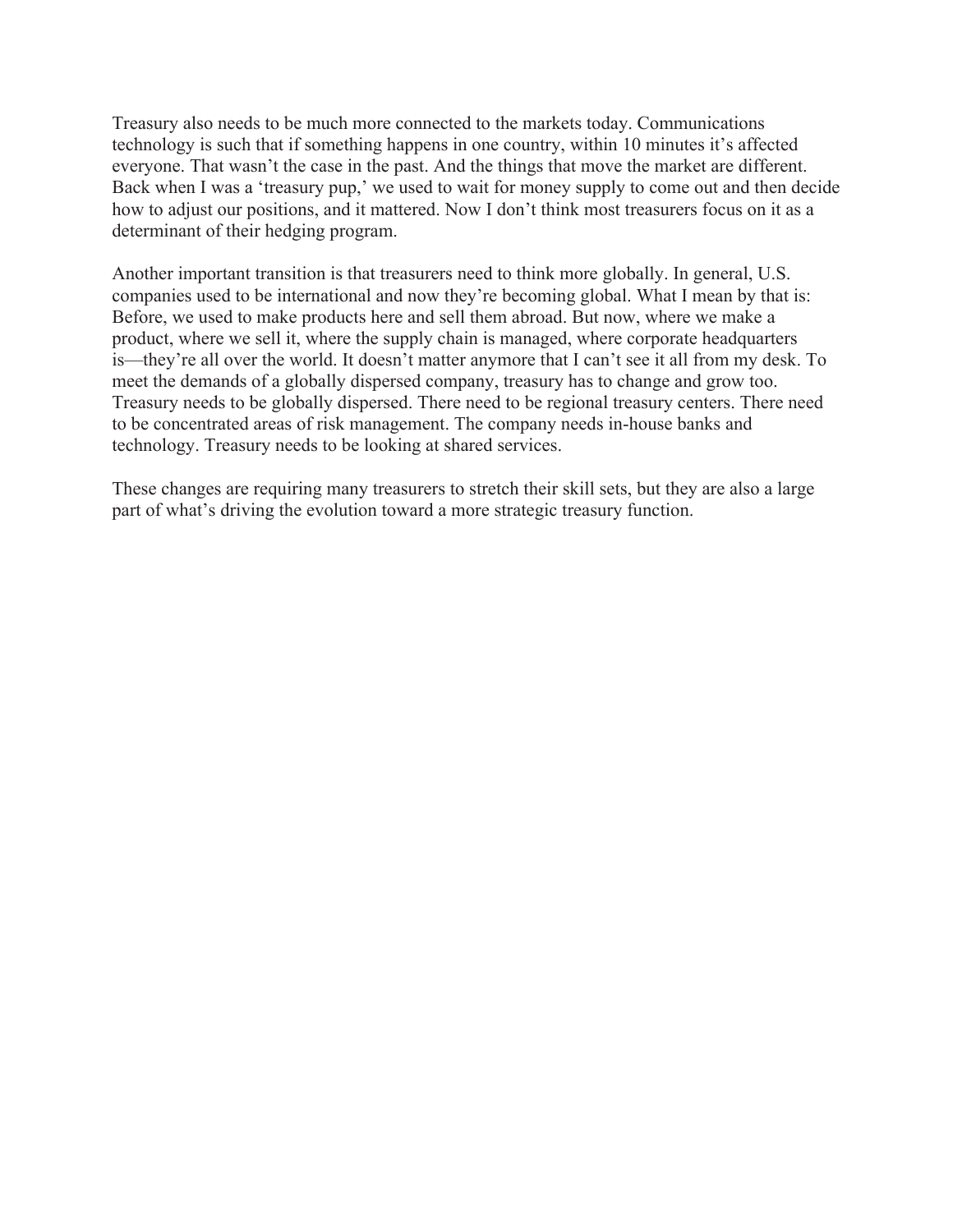Treasury also needs to be much more connected to the markets today. Communications technology is such that if something happens in one country, within 10 minutes it's affected everyone. That wasn't the case in the past. And the things that move the market are different. Back when I was a 'treasury pup,' we used to wait for money supply to come out and then decide how to adjust our positions, and it mattered. Now I don't think most treasurers focus on it as a determinant of their hedging program.

Another important transition is that treasurers need to think more globally. In general, U.S. companies used to be international and now they're becoming global. What I mean by that is: Before, we used to make products here and sell them abroad. But now, where we make a product, where we sell it, where the supply chain is managed, where corporate headquarters is—they're all over the world. It doesn't matter anymore that I can't see it all from my desk. To meet the demands of a globally dispersed company, treasury has to change and grow too. Treasury needs to be globally dispersed. There need to be regional treasury centers. There need to be concentrated areas of risk management. The company needs in-house banks and technology. Treasury needs to be looking at shared services.

These changes are requiring many treasurers to stretch their skill sets, but they are also a large part of what's driving the evolution toward a more strategic treasury function.